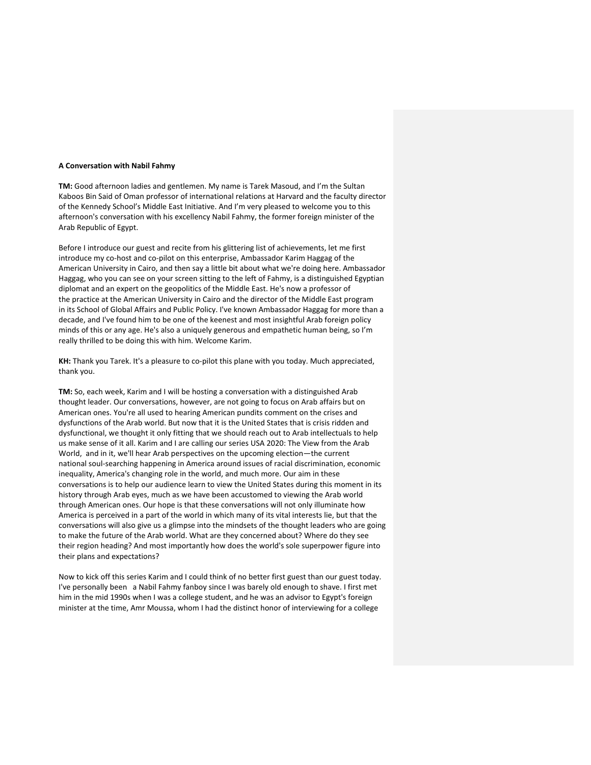**A Conversation with Nabil Fahmy**

**TM:** Good afternoon ladies and gentlemen. My name is Tarek Masoud, and I'm the Sultan Kaboos Bin Said of Oman professor of international relations at Harvard and the faculty director of the Kennedy School's Middle East Initiative. And I'm very pleased to welcome you to this afternoon's conversation with his excellency Nabil Fahmy, the former foreign minister of the Arab Republic of Egypt.

Before I introduce our guest and recite from his glittering list of achievements, let me first introduce my co-host and co-pilot on this enterprise, Ambassador Karim Haggag of the American University in Cairo, and then say a little bit about what we're doing here. Ambassador Haggag, who you can see on your screen sitting to the left of Fahmy, is a distinguished Egyptian diplomat and an expert on the geopolitics of the Middle East. He's now a professor of the practice at the American University in Cairo and the director of the Middle East program in its School of Global Affairs and Public Policy. I've known Ambassador Haggag for more than a decade, and I've found him to be one of the keenest and most insightful Arab foreign policy minds of this or any age. He's also a uniquely generous and empathetic human being, so I'm really thrilled to be doing this with him. Welcome Karim.

**KH:** Thank you Tarek. It's a pleasure to co-pilot this plane with you today. Much appreciated, thank you.

**TM:** So, each week, Karim and I will be hosting a conversation with a distinguished Arab thought leader. Our conversations, however, are not going to focus on Arab affairs but on American ones. You're all used to hearing American pundits comment on the crises and dysfunctions of the Arab world. But now that it is the United States that is crisis ridden and dysfunctional, we thought it only fitting that we should reach out to Arab intellectuals to help us make sense of it all. Karim and I are calling our series USA 2020: The View from the Arab World, and in it, we'll hear Arab perspectives on the upcoming election—the current national soul-searching happening in America around issues of racial discrimination, economic inequality, America's changing role in the world, and much more. Our aim in these conversations is to help our audience learn to view the United States during this moment in its history through Arab eyes, much as we have been accustomed to viewing the Arab world through American ones. Our hope is that these conversations will not only illuminate how America is perceived in a part of the world in which many of its vital interests lie, but that the conversations will also give us a glimpse into the mindsets of the thought leaders who are going to make the future of the Arab world. What are they concerned about? Where do they see their region heading? And most importantly how does the world's sole superpower figure into their plans and expectations?

Now to kick off this series Karim and I could think of no better first guest than our guest today. I've personally been a Nabil Fahmy fanboy since I was barely old enough to shave. I first met him in the mid 1990s when I was a college student, and he was an advisor to Egypt's foreign minister at the time, Amr Moussa, whom I had the distinct honor of interviewing for a college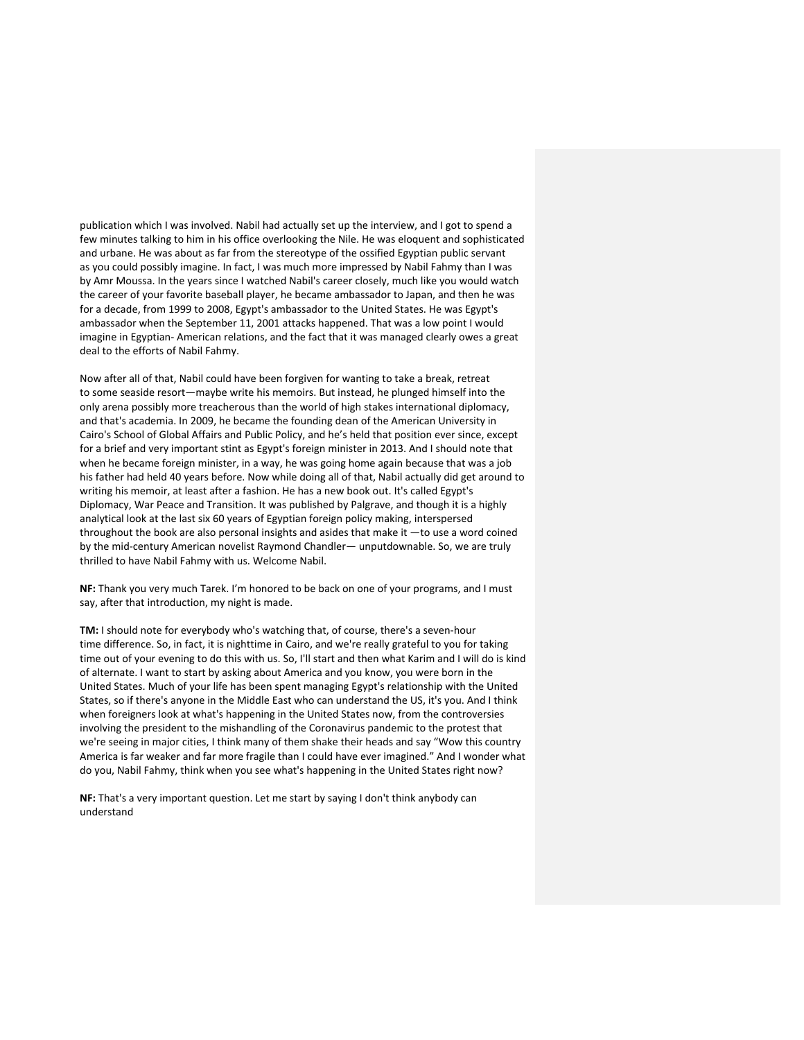publication which I was involved. Nabil had actually set up the interview, and I got to spend a few minutes talking to him in his office overlooking the Nile. He was eloquent and sophisticated and urbane. He was about as far from the stereotype of the ossified Egyptian public servant as you could possibly imagine. In fact, I was much more impressed by Nabil Fahmy than I was by Amr Moussa. In the years since I watched Nabil's career closely, much like you would watch the career of your favorite baseball player, he became ambassador to Japan, and then he was for a decade, from 1999 to 2008, Egypt's ambassador to the United States. He was Egypt's ambassador when the September 11, 2001 attacks happened. That was a low point I would imagine in Egyptian- American relations, and the fact that it was managed clearly owes a great deal to the efforts of Nabil Fahmy.

Now after all of that, Nabil could have been forgiven for wanting to take a break, retreat to some seaside resort—maybe write his memoirs. But instead, he plunged himself into the only arena possibly more treacherous than the world of high stakes international diplomacy, and that's academia. In 2009, he became the founding dean of the American University in Cairo's School of Global Affairs and Public Policy, and he's held that position ever since, except for a brief and very important stint as Egypt's foreign minister in 2013. And I should note that when he became foreign minister, in a way, he was going home again because that was a job his father had held 40 years before. Now while doing all of that, Nabil actually did get around to writing his memoir, at least after a fashion. He has a new book out. It's called Egypt's Diplomacy, War Peace and Transition. It was published by Palgrave, and though it is a highly analytical look at the last six 60 years of Egyptian foreign policy making, interspersed throughout the book are also personal insights and asides that make it —to use a word coined by the mid-century American novelist Raymond Chandler— unputdownable. So, we are truly thrilled to have Nabil Fahmy with us. Welcome Nabil.

**NF:** Thank you very much Tarek. I'm honored to be back on one of your programs, and I must say, after that introduction, my night is made.

**TM:** I should note for everybody who's watching that, of course, there's a seven-hour time difference. So, in fact, it is nighttime in Cairo, and we're really grateful to you for taking time out of your evening to do this with us. So, I'll start and then what Karim and I will do is kind of alternate. I want to start by asking about America and you know, you were born in the United States. Much of your life has been spent managing Egypt's relationship with the United States, so if there's anyone in the Middle East who can understand the US, it's you. And I think when foreigners look at what's happening in the United States now, from the controversies involving the president to the mishandling of the Coronavirus pandemic to the protest that we're seeing in major cities, I think many of them shake their heads and say "Wow this country America is far weaker and far more fragile than I could have ever imagined." And I wonder what do you, Nabil Fahmy, think when you see what's happening in the United States right now?

**NF:** That's a very important question. Let me start by saying I don't think anybody can understand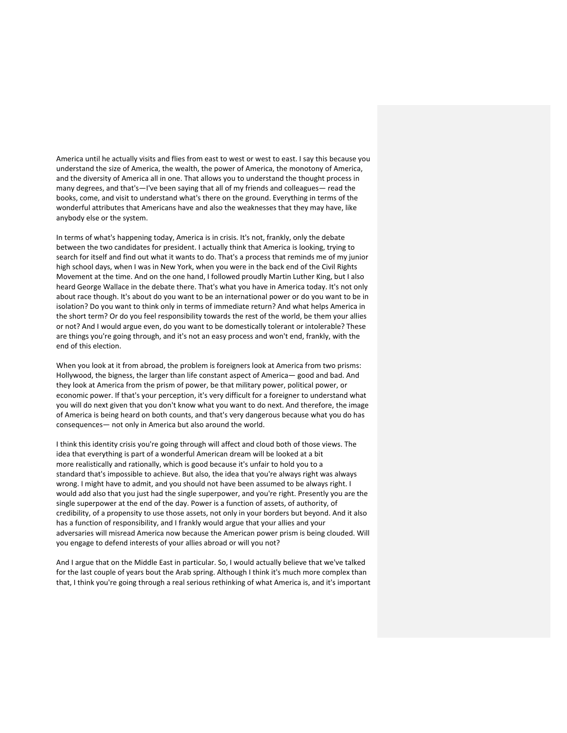America until he actually visits and flies from east to west or west to east. I say this because you understand the size of America, the wealth, the power of America, the monotony of America, and the diversity of America all in one. That allows you to understand the thought process in many degrees, and that's—I've been saying that all of my friends and colleagues— read the books, come, and visit to understand what's there on the ground. Everything in terms of the wonderful attributes that Americans have and also the weaknesses that they may have, like anybody else or the system.

In terms of what's happening today, America is in crisis. It's not, frankly, only the debate between the two candidates for president. I actually think that America is looking, trying to search for itself and find out what it wants to do. That's a process that reminds me of my junior high school days, when I was in New York, when you were in the back end of the Civil Rights Movement at the time. And on the one hand, I followed proudly Martin Luther King, but I also heard George Wallace in the debate there. That's what you have in America today. It's not only about race though. It's about do you want to be an international power or do you want to be in isolation? Do you want to think only in terms of immediate return? And what helps America in the short term? Or do you feel responsibility towards the rest of the world, be them your allies or not? And I would argue even, do you want to be domestically tolerant or intolerable? These are things you're going through, and it's not an easy process and won't end, frankly, with the end of this election.

When you look at it from abroad, the problem is foreigners look at America from two prisms: Hollywood, the bigness, the larger than life constant aspect of America— good and bad. And they look at America from the prism of power, be that military power, political power, or economic power. If that's your perception, it's very difficult for a foreigner to understand what you will do next given that you don't know what you want to do next. And therefore, the image of America is being heard on both counts, and that's very dangerous because what you do has consequences— not only in America but also around the world.

I think this identity crisis you're going through will affect and cloud both of those views. The idea that everything is part of a wonderful American dream will be looked at a bit more realistically and rationally, which is good because it's unfair to hold you to a standard that's impossible to achieve. But also, the idea that you're always right was always wrong. I might have to admit, and you should not have been assumed to be always right. I would add also that you just had the single superpower, and you're right. Presently you are the single superpower at the end of the day. Power is a function of assets, of authority, of credibility, of a propensity to use those assets, not only in your borders but beyond. And it also has a function of responsibility, and I frankly would argue that your allies and your adversaries will misread America now because the American power prism is being clouded. Will you engage to defend interests of your allies abroad or will you not?

And I argue that on the Middle East in particular. So, I would actually believe that we've talked for the last couple of years bout the Arab spring. Although I think it's much more complex than that, I think you're going through a real serious rethinking of what America is, and it's important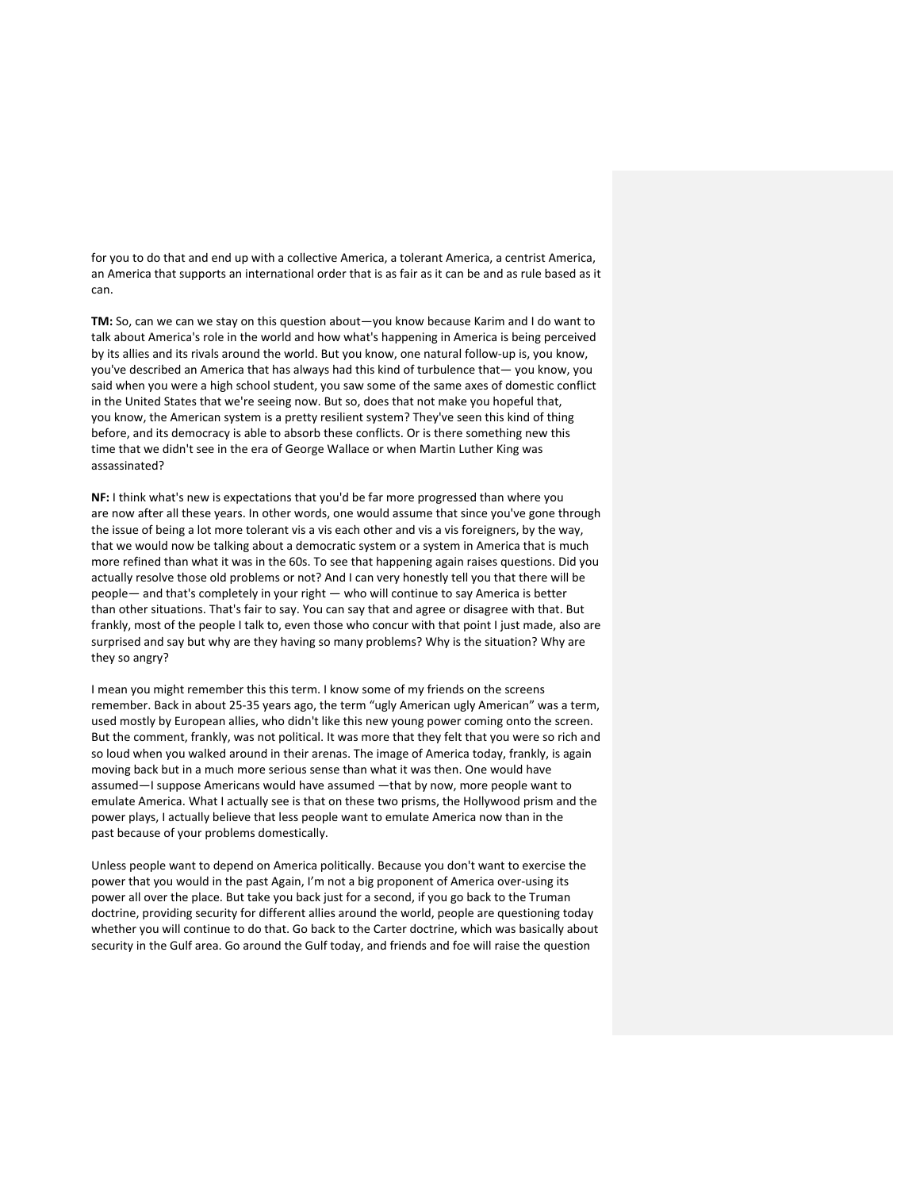for you to do that and end up with a collective America, a tolerant America, a centrist America, an America that supports an international order that is as fair as it can be and as rule based as it can.

**TM:** So, can we can we stay on this question about—you know because Karim and I do want to talk about America's role in the world and how what's happening in America is being perceived by its allies and its rivals around the world. But you know, one natural follow-up is, you know, you've described an America that has always had this kind of turbulence that— you know, you said when you were a high school student, you saw some of the same axes of domestic conflict in the United States that we're seeing now. But so, does that not make you hopeful that, you know, the American system is a pretty resilient system? They've seen this kind of thing before, and its democracy is able to absorb these conflicts. Or is there something new this time that we didn't see in the era of George Wallace or when Martin Luther King was assassinated?

**NF:** I think what's new is expectations that you'd be far more progressed than where you are now after all these years. In other words, one would assume that since you've gone through the issue of being a lot more tolerant vis a vis each other and vis a vis foreigners, by the way, that we would now be talking about a democratic system or a system in America that is much more refined than what it was in the 60s. To see that happening again raises questions. Did you actually resolve those old problems or not? And I can very honestly tell you that there will be people— and that's completely in your right — who will continue to say America is better than other situations. That's fair to say. You can say that and agree or disagree with that. But frankly, most of the people I talk to, even those who concur with that point I just made, also are surprised and say but why are they having so many problems? Why is the situation? Why are they so angry?

I mean you might remember this this term. I know some of my friends on the screens remember. Back in about 25-35 years ago, the term "ugly American ugly American" was a term, used mostly by European allies, who didn't like this new young power coming onto the screen. But the comment, frankly, was not political. It was more that they felt that you were so rich and so loud when you walked around in their arenas. The image of America today, frankly, is again moving back but in a much more serious sense than what it was then. One would have assumed—I suppose Americans would have assumed —that by now, more people want to emulate America. What I actually see is that on these two prisms, the Hollywood prism and the power plays, I actually believe that less people want to emulate America now than in the past because of your problems domestically.

Unless people want to depend on America politically. Because you don't want to exercise the power that you would in the past Again, I'm not a big proponent of America over-using its power all over the place. But take you back just for a second, if you go back to the Truman doctrine, providing security for different allies around the world, people are questioning today whether you will continue to do that. Go back to the Carter doctrine, which was basically about security in the Gulf area. Go around the Gulf today, and friends and foe will raise the question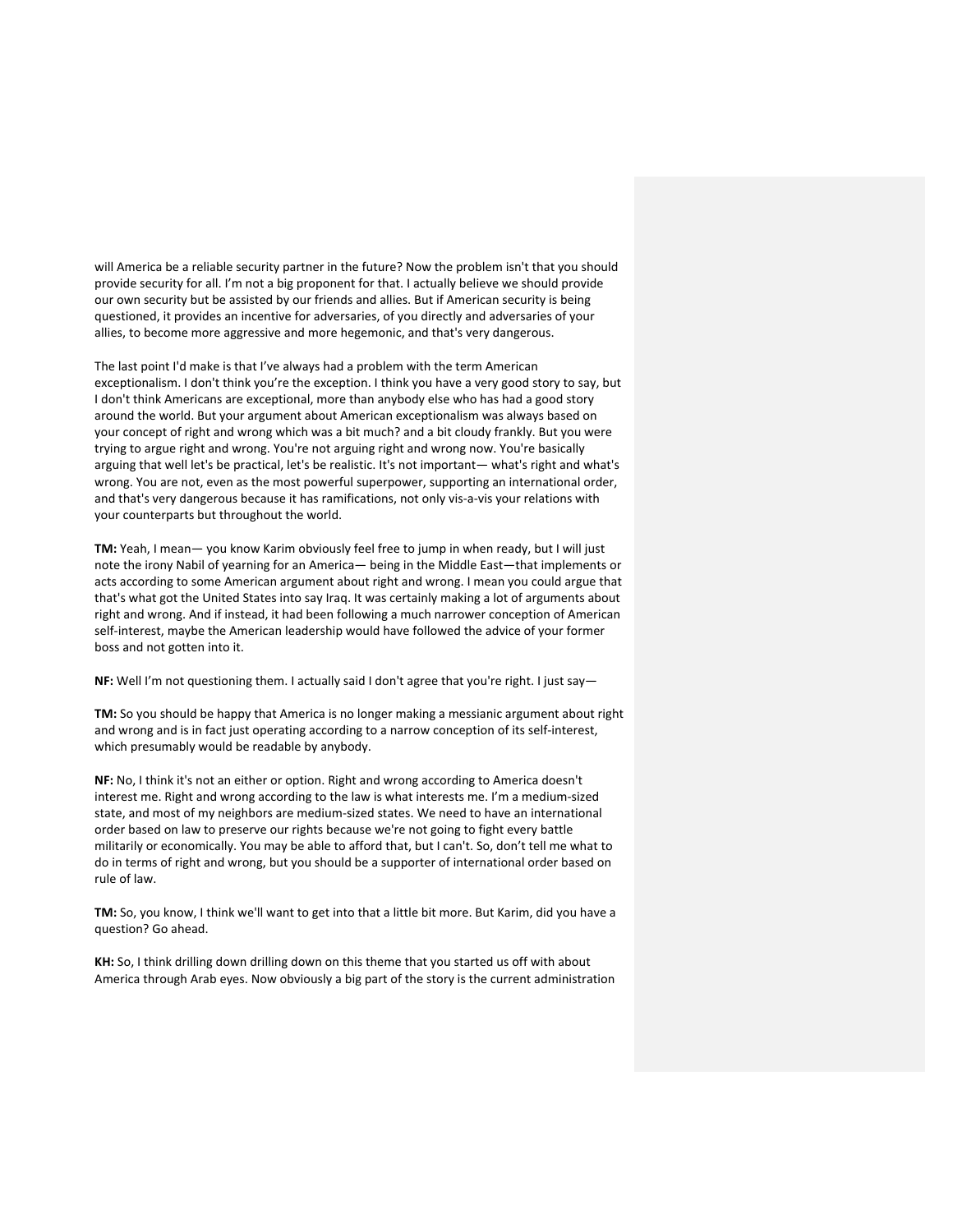will America be a reliable security partner in the future? Now the problem isn't that you should provide security for all. I'm not a big proponent for that. I actually believe we should provide our own security but be assisted by our friends and allies. But if American security is being questioned, it provides an incentive for adversaries, of you directly and adversaries of your allies, to become more aggressive and more hegemonic, and that's very dangerous.

The last point I'd make is that I've always had a problem with the term American exceptionalism. I don't think you're the exception. I think you have a very good story to say, but I don't think Americans are exceptional, more than anybody else who has had a good story around the world. But your argument about American exceptionalism was always based on your concept of right and wrong which was a bit much? and a bit cloudy frankly. But you were trying to argue right and wrong. You're not arguing right and wrong now. You're basically arguing that well let's be practical, let's be realistic. It's not important— what's right and what's wrong. You are not, even as the most powerful superpower, supporting an international order, and that's very dangerous because it has ramifications, not only vis-a-vis your relations with your counterparts but throughout the world.

**TM:** Yeah, I mean— you know Karim obviously feel free to jump in when ready, but I will just note the irony Nabil of yearning for an America— being in the Middle East—that implements or acts according to some American argument about right and wrong. I mean you could argue that that's what got the United States into say Iraq. It was certainly making a lot of arguments about right and wrong. And if instead, it had been following a much narrower conception of American self-interest, maybe the American leadership would have followed the advice of your former boss and not gotten into it.

**NF:** Well I'm not questioning them. I actually said I don't agree that you're right. I just say—

**TM:** So you should be happy that America is no longer making a messianic argument about right and wrong and is in fact just operating according to a narrow conception of its self-interest, which presumably would be readable by anybody.

**NF:** No, I think it's not an either or option. Right and wrong according to America doesn't interest me. Right and wrong according to the law is what interests me. I'm a medium-sized state, and most of my neighbors are medium-sized states. We need to have an international order based on law to preserve our rights because we're not going to fight every battle militarily or economically. You may be able to afford that, but I can't. So, don't tell me what to do in terms of right and wrong, but you should be a supporter of international order based on rule of law.

**TM:** So, you know, I think we'll want to get into that a little bit more. But Karim, did you have a question? Go ahead.

**KH:** So, I think drilling down drilling down on this theme that you started us off with about America through Arab eyes. Now obviously a big part of the story is the current administration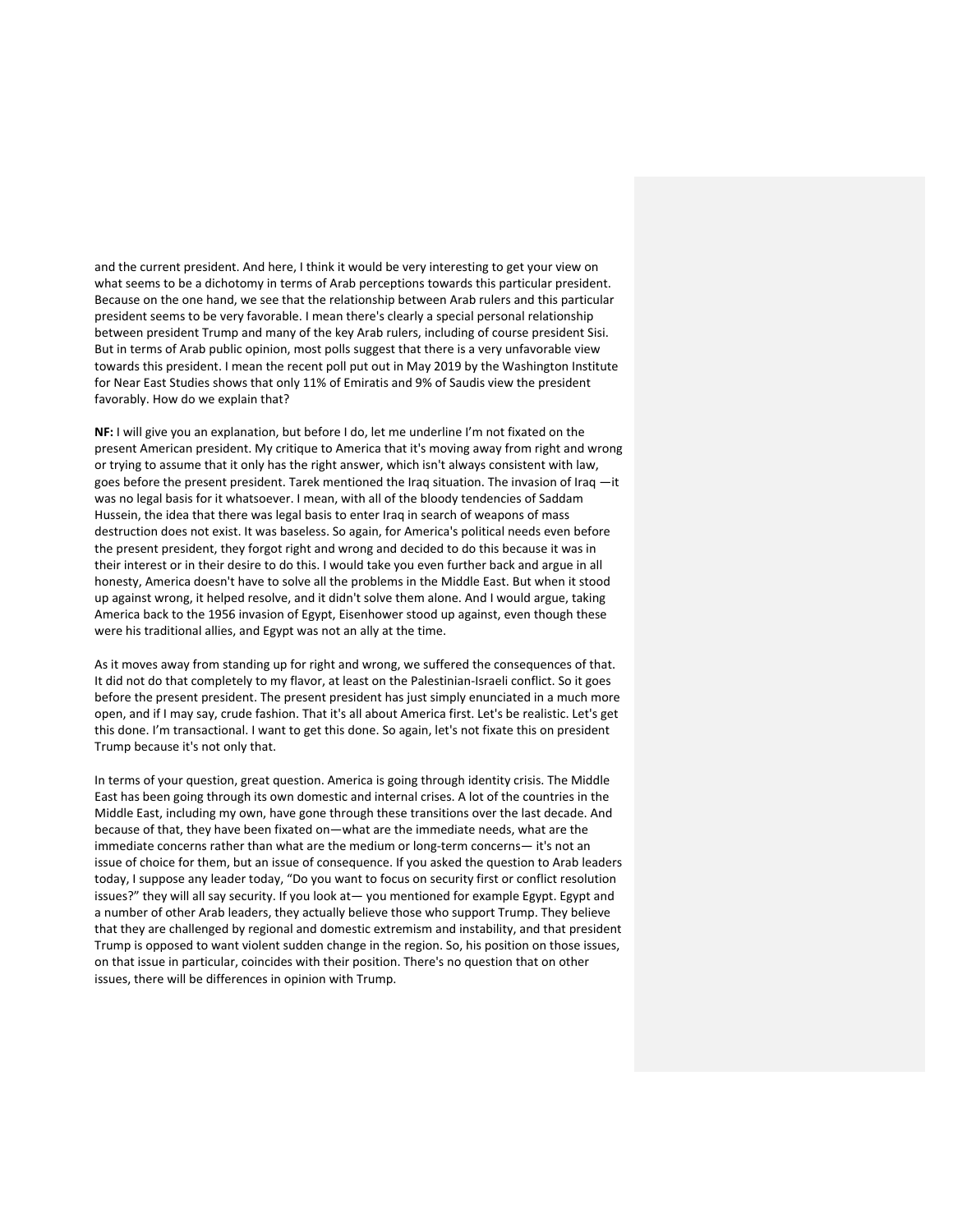and the current president. And here, I think it would be very interesting to get your view on what seems to be a dichotomy in terms of Arab perceptions towards this particular president. Because on the one hand, we see that the relationship between Arab rulers and this particular president seems to be very favorable. I mean there's clearly a special personal relationship between president Trump and many of the key Arab rulers, including of course president Sisi. But in terms of Arab public opinion, most polls suggest that there is a very unfavorable view towards this president. I mean the recent poll put out in May 2019 by the Washington Institute for Near East Studies shows that only 11% of Emiratis and 9% of Saudis view the president favorably. How do we explain that?

**NF:** I will give you an explanation, but before I do, let me underline I'm not fixated on the present American president. My critique to America that it's moving away from right and wrong or trying to assume that it only has the right answer, which isn't always consistent with law, goes before the present president. Tarek mentioned the Iraq situation. The invasion of Iraq —it was no legal basis for it whatsoever. I mean, with all of the bloody tendencies of Saddam Hussein, the idea that there was legal basis to enter Iraq in search of weapons of mass destruction does not exist. It was baseless. So again, for America's political needs even before the present president, they forgot right and wrong and decided to do this because it was in their interest or in their desire to do this. I would take you even further back and argue in all honesty, America doesn't have to solve all the problems in the Middle East. But when it stood up against wrong, it helped resolve, and it didn't solve them alone. And I would argue, taking America back to the 1956 invasion of Egypt, Eisenhower stood up against, even though these were his traditional allies, and Egypt was not an ally at the time.

As it moves away from standing up for right and wrong, we suffered the consequences of that. It did not do that completely to my flavor, at least on the Palestinian-Israeli conflict. So it goes before the present president. The present president has just simply enunciated in a much more open, and if I may say, crude fashion. That it's all about America first. Let's be realistic. Let's get this done. I'm transactional. I want to get this done. So again, let's not fixate this on president Trump because it's not only that.

In terms of your question, great question. America is going through identity crisis. The Middle East has been going through its own domestic and internal crises. A lot of the countries in the Middle East, including my own, have gone through these transitions over the last decade. And because of that, they have been fixated on—what are the immediate needs, what are the immediate concerns rather than what are the medium or long-term concerns— it's not an issue of choice for them, but an issue of consequence. If you asked the question to Arab leaders today, I suppose any leader today, "Do you want to focus on security first or conflict resolution issues?" they will all say security. If you look at— you mentioned for example Egypt. Egypt and a number of other Arab leaders, they actually believe those who support Trump. They believe that they are challenged by regional and domestic extremism and instability, and that president Trump is opposed to want violent sudden change in the region. So, his position on those issues, on that issue in particular, coincides with their position. There's no question that on other issues, there will be differences in opinion with Trump.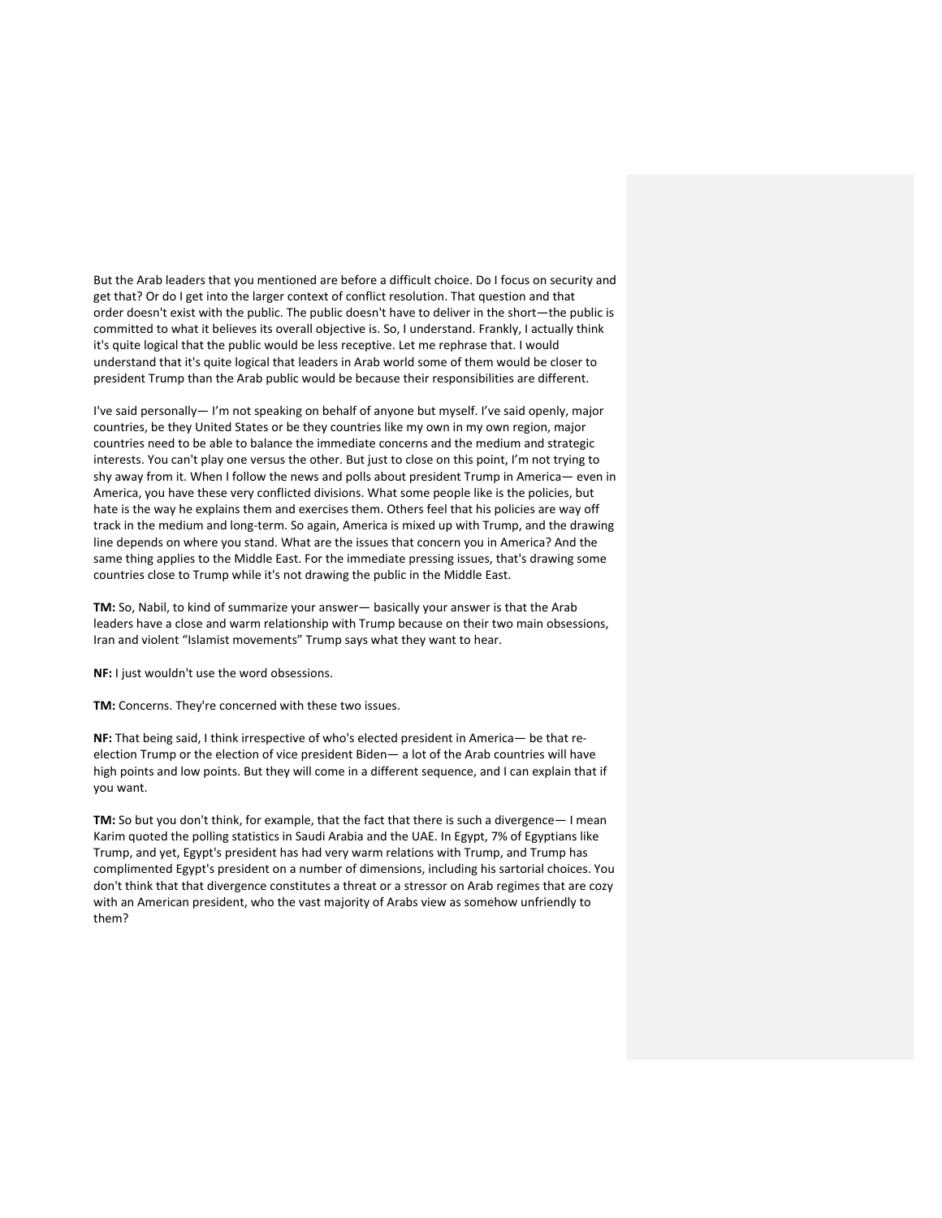But the Arab leaders that you mentioned are before a difficult choice. Do I focus on security and get that? Or do I get into the larger context of conflict resolution. That question and that order doesn't exist with the public. The public doesn't have to deliver in the short—the public is committed to what it believes its overall objective is. So, I understand. Frankly, I actually think it's quite logical that the public would be less receptive. Let me rephrase that. I would understand that it's quite logical that leaders in Arab world some of them would be closer to president Trump than the Arab public would be because their responsibilities are different.

I've said personally— I'm not speaking on behalf of anyone but myself. I've said openly, major countries, be they United States or be they countries like my own in my own region, major countries need to be able to balance the immediate concerns and the medium and strategic interests. You can't play one versus the other. But just to close on this point, I'm not trying to shy away from it. When I follow the news and polls about president Trump in America— even in America, you have these very conflicted divisions. What some people like is the policies, but hate is the way he explains them and exercises them. Others feel that his policies are way off track in the medium and long-term. So again, America is mixed up with Trump, and the drawing line depends on where you stand. What are the issues that concern you in America? And the same thing applies to the Middle East. For the immediate pressing issues, that's drawing some countries close to Trump while it's not drawing the public in the Middle East.

**TM:** So, Nabil, to kind of summarize your answer— basically your answer is that the Arab leaders have a close and warm relationship with Trump because on their two main obsessions, Iran and violent "Islamist movements" Trump says what they want to hear.

**NF:** I just wouldn't use the word obsessions.

**TM:** Concerns. They're concerned with these two issues.

**NF:** That being said, I think irrespective of who's elected president in America— be that re-election Trump or the election of vice president Biden— a lot of the Arab countries will have high points and low points. But they will come in a different sequence, and I can explain that if you want.

**TM:** So but you don't think, for example, that the fact that there is such a divergence— I mean Karim quoted the polling statistics in Saudi Arabia and the UAE. In Egypt, 7% of Egyptians like Trump, and yet, Egypt's president has had very warm relations with Trump, and Trump has complimented Egypt's president on a number of dimensions, including his sartorial choices. You don't think that that divergence constitutes a threat or a stressor on Arab regimes that are cozy with an American president, who the vast majority of Arabs view as somehow unfriendly to them?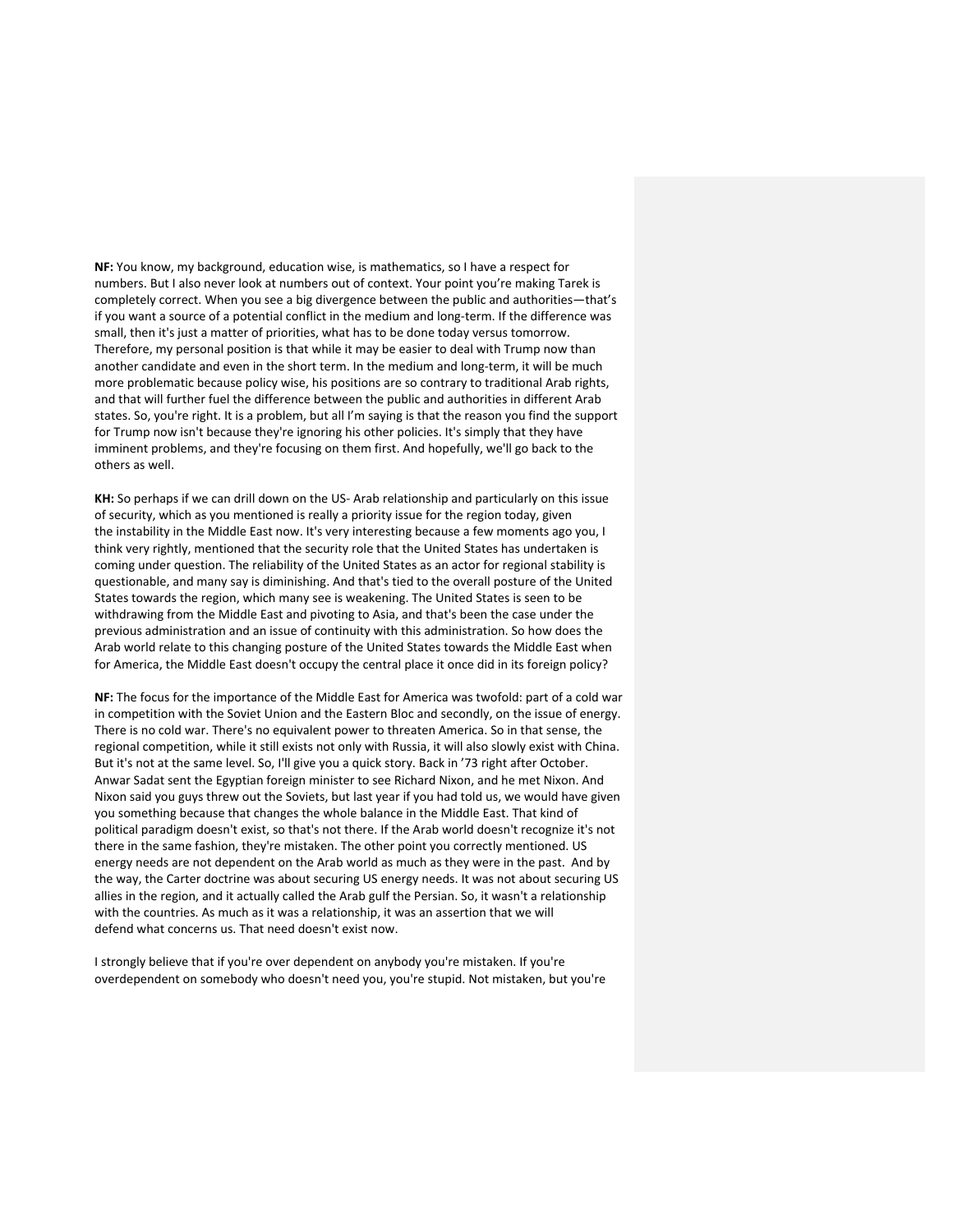**NF:** You know, my background, education wise, is mathematics, so I have a respect for numbers. But I also never look at numbers out of context. Your point you're making Tarek is completely correct. When you see a big divergence between the public and authorities—that's if you want a source of a potential conflict in the medium and long-term. If the difference was small, then it's just a matter of priorities, what has to be done today versus tomorrow. Therefore, my personal position is that while it may be easier to deal with Trump now than another candidate and even in the short term. In the medium and long-term, it will be much more problematic because policy wise, his positions are so contrary to traditional Arab rights, and that will further fuel the difference between the public and authorities in different Arab states. So, you're right. It is a problem, but all I'm saying is that the reason you find the support for Trump now isn't because they're ignoring his other policies. It's simply that they have imminent problems, and they're focusing on them first. And hopefully, we'll go back to the others as well.

**KH:** So perhaps if we can drill down on the US- Arab relationship and particularly on this issue of security, which as you mentioned is really a priority issue for the region today, given the instability in the Middle East now. It's very interesting because a few moments ago you, I think very rightly, mentioned that the security role that the United States has undertaken is coming under question. The reliability of the United States as an actor for regional stability is questionable, and many say is diminishing. And that's tied to the overall posture of the United States towards the region, which many see is weakening. The United States is seen to be withdrawing from the Middle East and pivoting to Asia, and that's been the case under the previous administration and an issue of continuity with this administration. So how does the Arab world relate to this changing posture of the United States towards the Middle East when for America, the Middle East doesn't occupy the central place it once did in its foreign policy?

**NF:** The focus for the importance of the Middle East for America was twofold: part of a cold war in competition with the Soviet Union and the Eastern Bloc and secondly, on the issue of energy. There is no cold war. There's no equivalent power to threaten America. So in that sense, the regional competition, while it still exists not only with Russia, it will also slowly exist with China. But it's not at the same level. So, I'll give you a quick story. Back in '73 right after October. Anwar Sadat sent the Egyptian foreign minister to see Richard Nixon, and he met Nixon. And Nixon said you guys threw out the Soviets, but last year if you had told us, we would have given you something because that changes the whole balance in the Middle East. That kind of political paradigm doesn't exist, so that's not there. If the Arab world doesn't recognize it's not there in the same fashion, they're mistaken. The other point you correctly mentioned. US energy needs are not dependent on the Arab world as much as they were in the past. And by the way, the Carter doctrine was about securing US energy needs. It was not about securing US allies in the region, and it actually called the Arab gulf the Persian. So, it wasn't a relationship with the countries. As much as it was a relationship, it was an assertion that we will defend what concerns us. That need doesn't exist now.

I strongly believe that if you're over dependent on anybody you're mistaken. If you're overdependent on somebody who doesn't need you, you're stupid. Not mistaken, but you're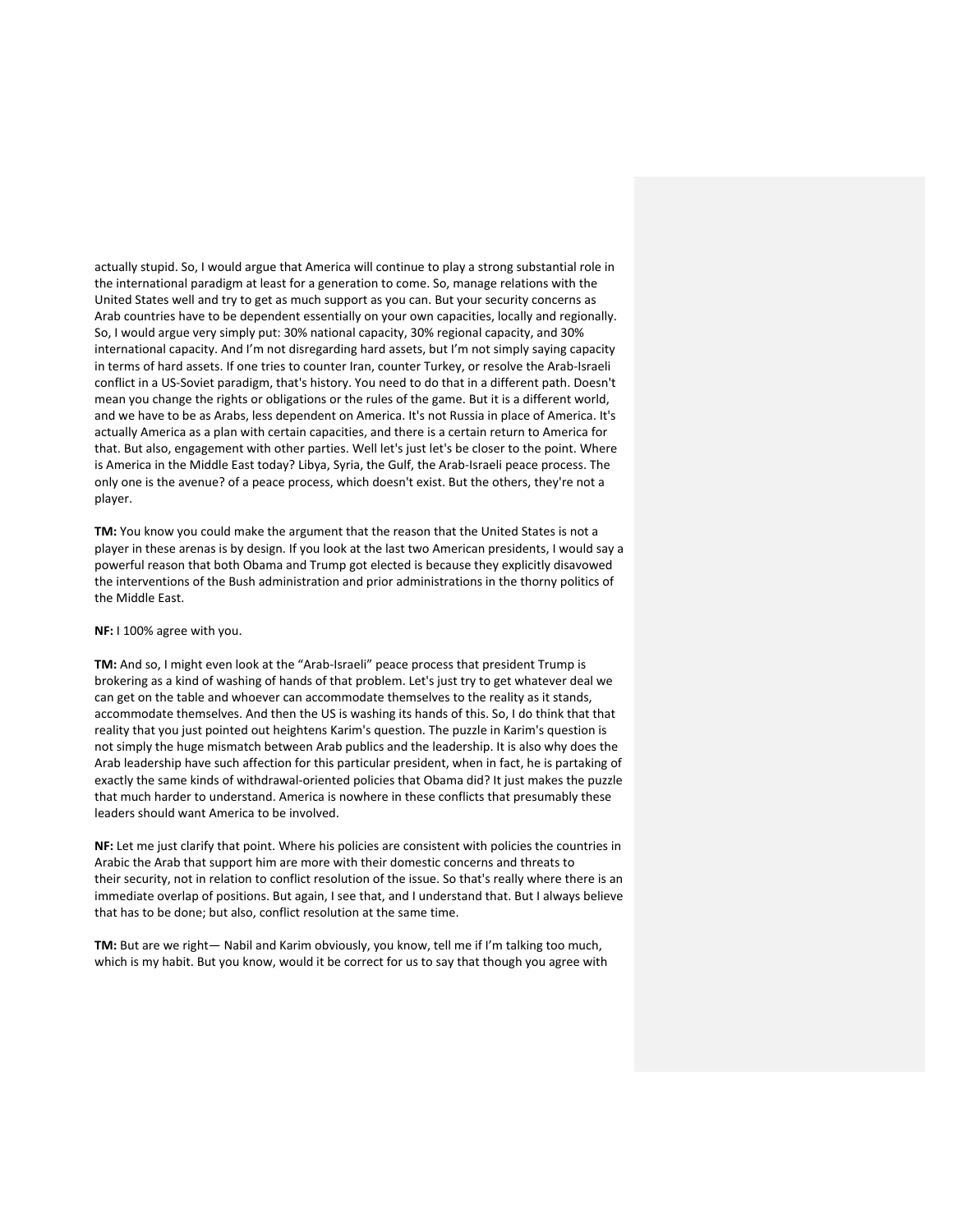actually stupid. So, I would argue that America will continue to play a strong substantial role in the international paradigm at least for a generation to come. So, manage relations with the United States well and try to get as much support as you can. But your security concerns as Arab countries have to be dependent essentially on your own capacities, locally and regionally. So, I would argue very simply put: 30% national capacity, 30% regional capacity, and 30% international capacity. And I'm not disregarding hard assets, but I'm not simply saying capacity in terms of hard assets. If one tries to counter Iran, counter Turkey, or resolve the Arab-Israeli conflict in a US-Soviet paradigm, that's history. You need to do that in a different path. Doesn't mean you change the rights or obligations or the rules of the game. But it is a different world, and we have to be as Arabs, less dependent on America. It's not Russia in place of America. It's actually America as a plan with certain capacities, and there is a certain return to America for that. But also, engagement with other parties. Well let's just let's be closer to the point. Where is America in the Middle East today? Libya, Syria, the Gulf, the Arab-Israeli peace process. The only one is the avenue? of a peace process, which doesn't exist. But the others, they're not a player.

**TM:** You know you could make the argument that the reason that the United States is not a player in these arenas is by design. If you look at the last two American presidents, I would say a powerful reason that both Obama and Trump got elected is because they explicitly disavowed the interventions of the Bush administration and prior administrations in the thorny politics of the Middle East.

**NF:** I 100% agree with you.

**TM:** And so, I might even look at the "Arab-Israeli" peace process that president Trump is brokering as a kind of washing of hands of that problem. Let's just try to get whatever deal we can get on the table and whoever can accommodate themselves to the reality as it stands, accommodate themselves. And then the US is washing its hands of this. So, I do think that that reality that you just pointed out heightens Karim's question. The puzzle in Karim's question is not simply the huge mismatch between Arab publics and the leadership. It is also why does the Arab leadership have such affection for this particular president, when in fact, he is partaking of exactly the same kinds of withdrawal-oriented policies that Obama did? It just makes the puzzle that much harder to understand. America is nowhere in these conflicts that presumably these leaders should want America to be involved.

**NF:** Let me just clarify that point. Where his policies are consistent with policies the countries in Arabic the Arab that support him are more with their domestic concerns and threats to their security, not in relation to conflict resolution of the issue. So that's really where there is an immediate overlap of positions. But again, I see that, and I understand that. But I always believe that has to be done; but also, conflict resolution at the same time.

**TM:** But are we right— Nabil and Karim obviously, you know, tell me if I'm talking too much, which is my habit. But you know, would it be correct for us to say that though you agree with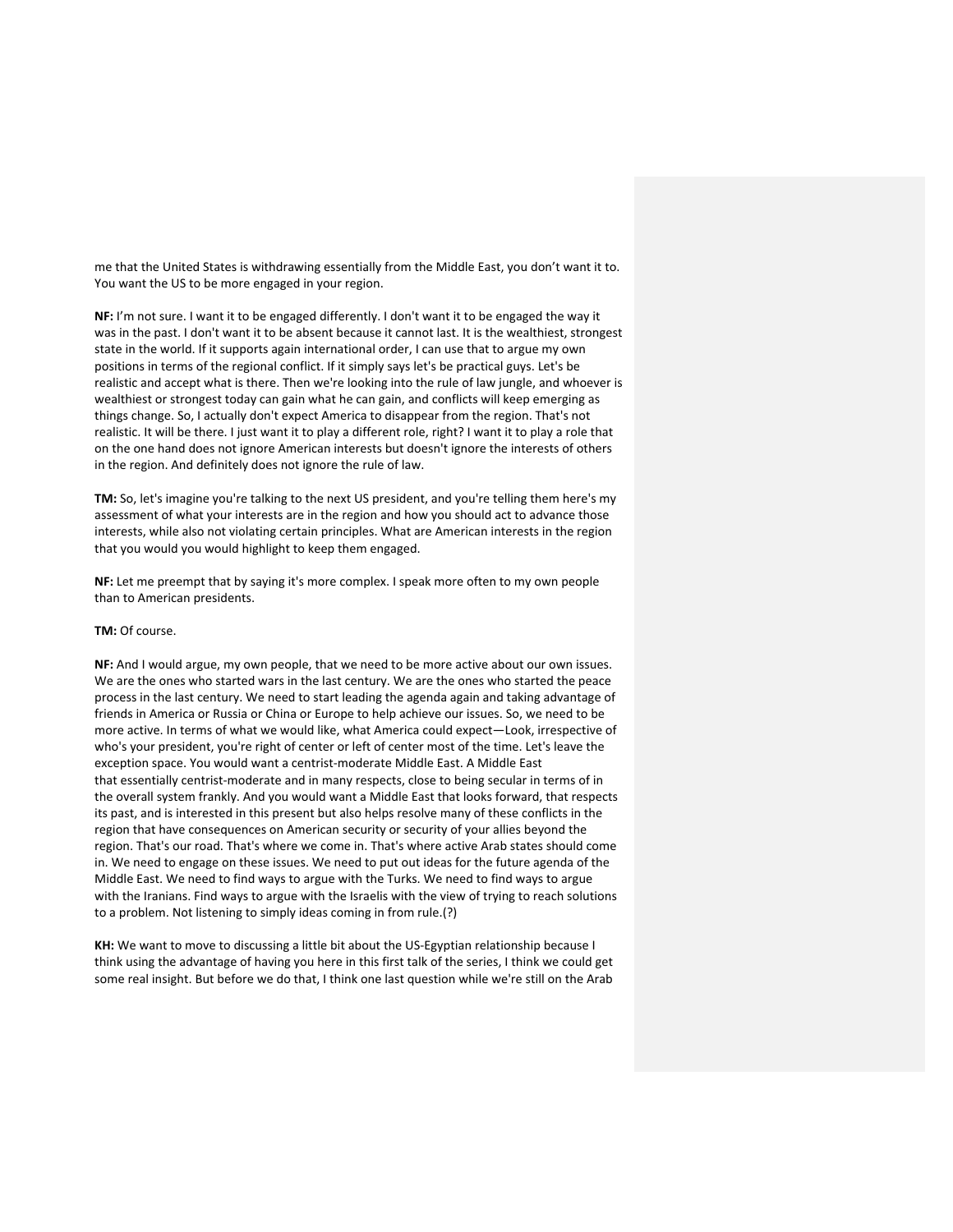me that the United States is withdrawing essentially from the Middle East, you don't want it to. You want the US to be more engaged in your region.

**NF:** I'm not sure. I want it to be engaged differently. I don't want it to be engaged the way it was in the past. I don't want it to be absent because it cannot last. It is the wealthiest, strongest state in the world. If it supports again international order, I can use that to argue my own positions in terms of the regional conflict. If it simply says let's be practical guys. Let's be realistic and accept what is there. Then we're looking into the rule of law jungle, and whoever is wealthiest or strongest today can gain what he can gain, and conflicts will keep emerging as things change. So, I actually don't expect America to disappear from the region. That's not realistic. It will be there. I just want it to play a different role, right? I want it to play a role that on the one hand does not ignore American interests but doesn't ignore the interests of others in the region. And definitely does not ignore the rule of law.

**TM:** So, let's imagine you're talking to the next US president, and you're telling them here's my assessment of what your interests are in the region and how you should act to advance those interests, while also not violating certain principles. What are American interests in the region that you would you would highlight to keep them engaged.

**NF:** Let me preempt that by saying it's more complex. I speak more often to my own people than to American presidents.

**TM:** Of course.

**NF:** And I would argue, my own people, that we need to be more active about our own issues. We are the ones who started wars in the last century. We are the ones who started the peace process in the last century. We need to start leading the agenda again and taking advantage of friends in America or Russia or China or Europe to help achieve our issues. So, we need to be more active. In terms of what we would like, what America could expect—Look, irrespective of who's your president, you're right of center or left of center most of the time. Let's leave the exception space. You would want a centrist-moderate Middle East. A Middle East that essentially centrist-moderate and in many respects, close to being secular in terms of in the overall system frankly. And you would want a Middle East that looks forward, that respects its past, and is interested in this present but also helps resolve many of these conflicts in the region that have consequences on American security or security of your allies beyond the region. That's our road. That's where we come in. That's where active Arab states should come in. We need to engage on these issues. We need to put out ideas for the future agenda of the Middle East. We need to find ways to argue with the Turks. We need to find ways to argue with the Iranians. Find ways to argue with the Israelis with the view of trying to reach solutions to a problem. Not listening to simply ideas coming in from rule.(?)

**KH:** We want to move to discussing a little bit about the US-Egyptian relationship because I think using the advantage of having you here in this first talk of the series, I think we could get some real insight. But before we do that, I think one last question while we're still on the Arab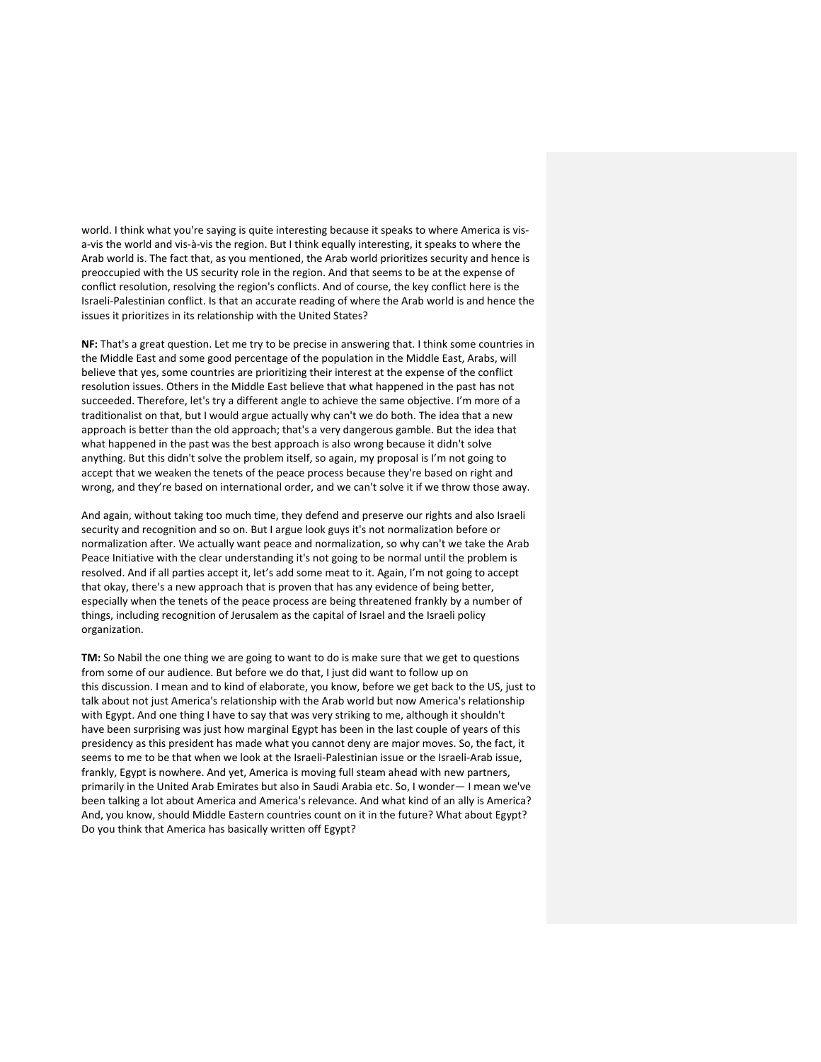world. I think what you're saying is quite interesting because it speaks to where America is vis-a-vis the world and vis-à-vis the region. But I think equally interesting, it speaks to where the Arab world is. The fact that, as you mentioned, the Arab world prioritizes security and hence is preoccupied with the US security role in the region. And that seems to be at the expense of conflict resolution, resolving the region's conflicts. And of course, the key conflict here is the Israeli-Palestinian conflict. Is that an accurate reading of where the Arab world is and hence the issues it prioritizes in its relationship with the United States?

**NF:** That's a great question. Let me try to be precise in answering that. I think some countries in the Middle East and some good percentage of the population in the Middle East, Arabs, will believe that yes, some countries are prioritizing their interest at the expense of the conflict resolution issues. Others in the Middle East believe that what happened in the past has not succeeded. Therefore, let's try a different angle to achieve the same objective. I'm more of a traditionalist on that, but I would argue actually why can't we do both. The idea that a new approach is better than the old approach; that's a very dangerous gamble. But the idea that what happened in the past was the best approach is also wrong because it didn't solve anything. But this didn't solve the problem itself, so again, my proposal is I'm not going to accept that we weaken the tenets of the peace process because they're based on right and wrong, and they're based on international order, and we can't solve it if we throw those away.

And again, without taking too much time, they defend and preserve our rights and also Israeli security and recognition and so on. But I argue look guys it's not normalization before or normalization after. We actually want peace and normalization, so why can't we take the Arab Peace Initiative with the clear understanding it's not going to be normal until the problem is resolved. And if all parties accept it, let's add some meat to it. Again, I'm not going to accept that okay, there's a new approach that is proven that has any evidence of being better, especially when the tenets of the peace process are being threatened frankly by a number of things, including recognition of Jerusalem as the capital of Israel and the Israeli policy organization.

**TM:** So Nabil the one thing we are going to want to do is make sure that we get to questions from some of our audience. But before we do that, I just did want to follow up on this discussion. I mean and to kind of elaborate, you know, before we get back to the US, just to talk about not just America's relationship with the Arab world but now America's relationship with Egypt. And one thing I have to say that was very striking to me, although it shouldn't have been surprising was just how marginal Egypt has been in the last couple of years of this presidency as this president has made what you cannot deny are major moves. So, the fact, it seems to me to be that when we look at the Israeli-Palestinian issue or the Israeli-Arab issue, frankly, Egypt is nowhere. And yet, America is moving full steam ahead with new partners, primarily in the United Arab Emirates but also in Saudi Arabia etc. So, I wonder— I mean we've been talking a lot about America and America's relevance. And what kind of an ally is America? And, you know, should Middle Eastern countries count on it in the future? What about Egypt? Do you think that America has basically written off Egypt?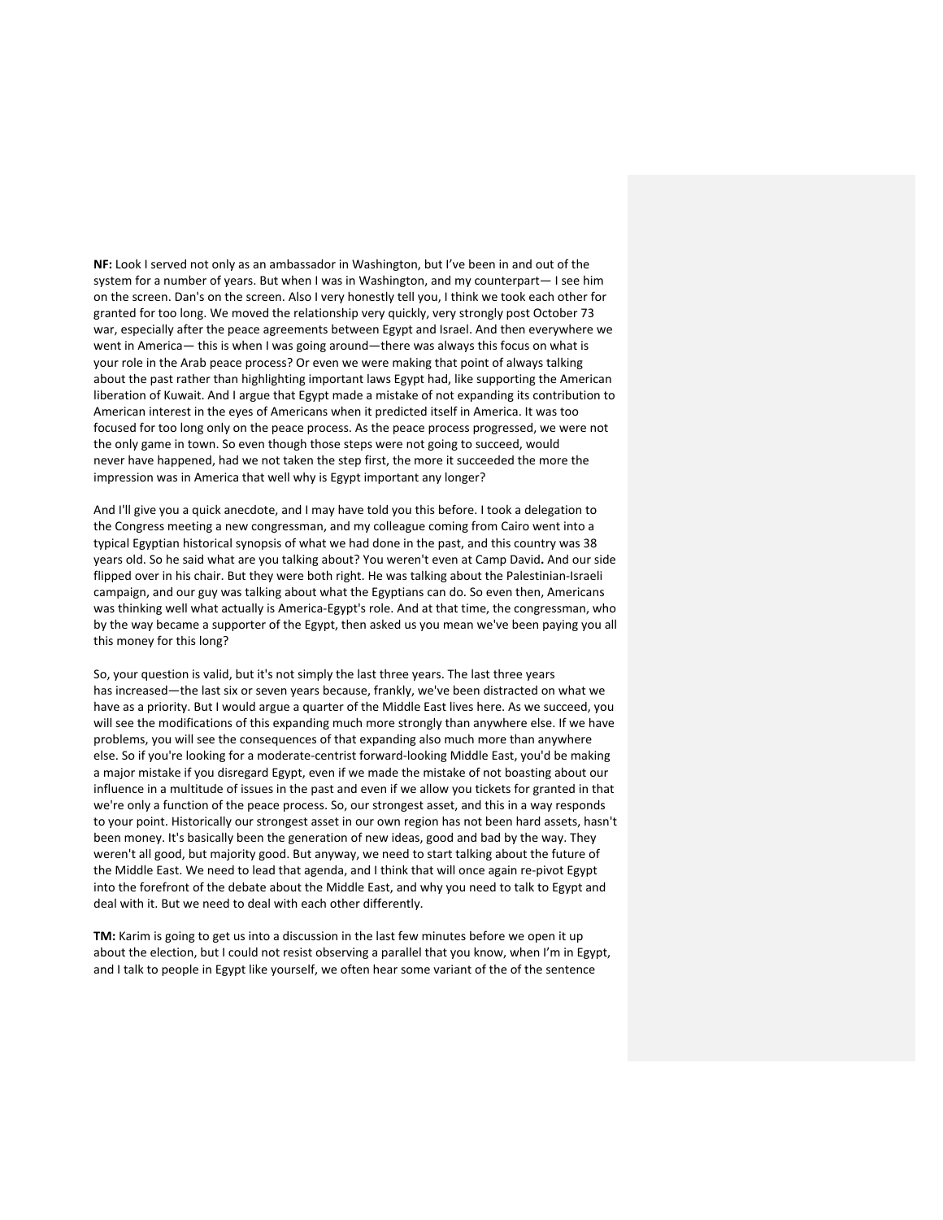**NF:** Look I served not only as an ambassador in Washington, but I've been in and out of the system for a number of years. But when I was in Washington, and my counterpart— I see him on the screen. Dan's on the screen. Also I very honestly tell you, I think we took each other for granted for too long. We moved the relationship very quickly, very strongly post October 73 war, especially after the peace agreements between Egypt and Israel. And then everywhere we went in America— this is when I was going around—there was always this focus on what is your role in the Arab peace process? Or even we were making that point of always talking about the past rather than highlighting important laws Egypt had, like supporting the American liberation of Kuwait. And I argue that Egypt made a mistake of not expanding its contribution to American interest in the eyes of Americans when it predicted itself in America. It was too focused for too long only on the peace process. As the peace process progressed, we were not the only game in town. So even though those steps were not going to succeed, would never have happened, had we not taken the step first, the more it succeeded the more the impression was in America that well why is Egypt important any longer?

And I'll give you a quick anecdote, and I may have told you this before. I took a delegation to the Congress meeting a new congressman, and my colleague coming from Cairo went into a typical Egyptian historical synopsis of what we had done in the past, and this country was 38 years old. So he said what are you talking about? You weren't even at Camp David**.** And our side flipped over in his chair. But they were both right. He was talking about the Palestinian-Israeli campaign, and our guy was talking about what the Egyptians can do. So even then, Americans was thinking well what actually is America-Egypt's role. And at that time, the congressman, who by the way became a supporter of the Egypt, then asked us you mean we've been paying you all this money for this long?

So, your question is valid, but it's not simply the last three years. The last three years has increased—the last six or seven years because, frankly, we've been distracted on what we have as a priority. But I would argue a quarter of the Middle East lives here. As we succeed, you will see the modifications of this expanding much more strongly than anywhere else. If we have problems, you will see the consequences of that expanding also much more than anywhere else. So if you're looking for a moderate-centrist forward-looking Middle East, you'd be making a major mistake if you disregard Egypt, even if we made the mistake of not boasting about our influence in a multitude of issues in the past and even if we allow you tickets for granted in that we're only a function of the peace process. So, our strongest asset, and this in a way responds to your point. Historically our strongest asset in our own region has not been hard assets, hasn't been money. It's basically been the generation of new ideas, good and bad by the way. They weren't all good, but majority good. But anyway, we need to start talking about the future of the Middle East. We need to lead that agenda, and I think that will once again re-pivot Egypt into the forefront of the debate about the Middle East, and why you need to talk to Egypt and deal with it. But we need to deal with each other differently.

**TM:** Karim is going to get us into a discussion in the last few minutes before we open it up about the election, but I could not resist observing a parallel that you know, when I'm in Egypt, and I talk to people in Egypt like yourself, we often hear some variant of the of the sentence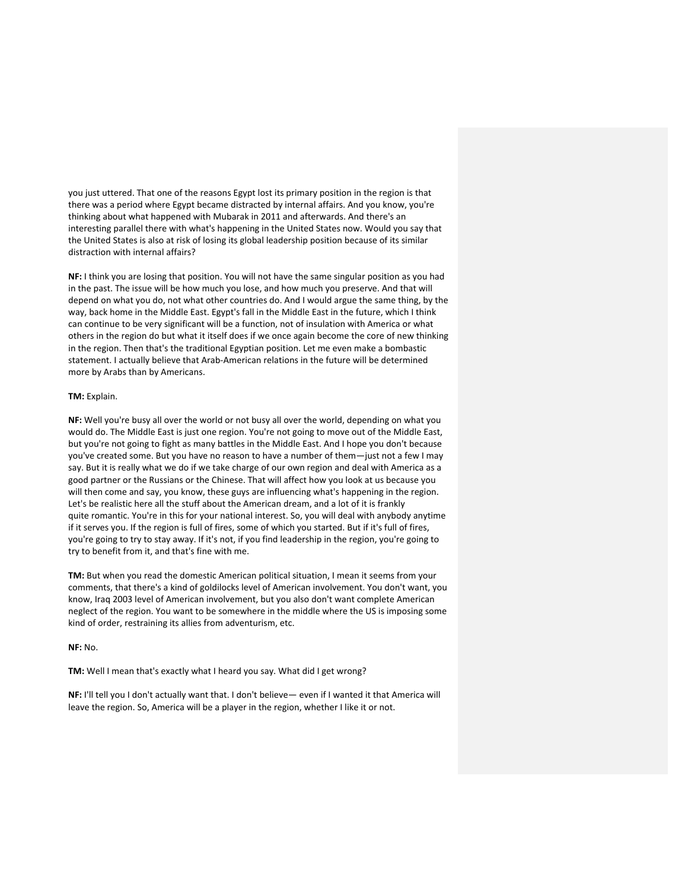you just uttered. That one of the reasons Egypt lost its primary position in the region is that there was a period where Egypt became distracted by internal affairs. And you know, you're thinking about what happened with Mubarak in 2011 and afterwards. And there's an interesting parallel there with what's happening in the United States now. Would you say that the United States is also at risk of losing its global leadership position because of its similar distraction with internal affairs?

**NF:** I think you are losing that position. You will not have the same singular position as you had in the past. The issue will be how much you lose, and how much you preserve. And that will depend on what you do, not what other countries do. And I would argue the same thing, by the way, back home in the Middle East. Egypt's fall in the Middle East in the future, which I think can continue to be very significant will be a function, not of insulation with America or what others in the region do but what it itself does if we once again become the core of new thinking in the region. Then that's the traditional Egyptian position. Let me even make a bombastic statement. I actually believe that Arab-American relations in the future will be determined more by Arabs than by Americans.

**TM:** Explain.

**NF:** Well you're busy all over the world or not busy all over the world, depending on what you would do. The Middle East is just one region. You're not going to move out of the Middle East, but you're not going to fight as many battles in the Middle East. And I hope you don't because you've created some. But you have no reason to have a number of them—just not a few I may say. But it is really what we do if we take charge of our own region and deal with America as a good partner or the Russians or the Chinese. That will affect how you look at us because you will then come and say, you know, these guys are influencing what's happening in the region. Let's be realistic here all the stuff about the American dream, and a lot of it is frankly quite romantic. You're in this for your national interest. So, you will deal with anybody anytime if it serves you. If the region is full of fires, some of which you started. But if it's full of fires, you're going to try to stay away. If it's not, if you find leadership in the region, you're going to try to benefit from it, and that's fine with me.

**TM:** But when you read the domestic American political situation, I mean it seems from your comments, that there's a kind of goldilocks level of American involvement. You don't want, you know, Iraq 2003 level of American involvement, but you also don't want complete American neglect of the region. You want to be somewhere in the middle where the US is imposing some kind of order, restraining its allies from adventurism, etc.

**NF:** No.

**TM:** Well I mean that's exactly what I heard you say. What did I get wrong?

**NF:** I'll tell you I don't actually want that. I don't believe— even if I wanted it that America will leave the region. So, America will be a player in the region, whether I like it or not.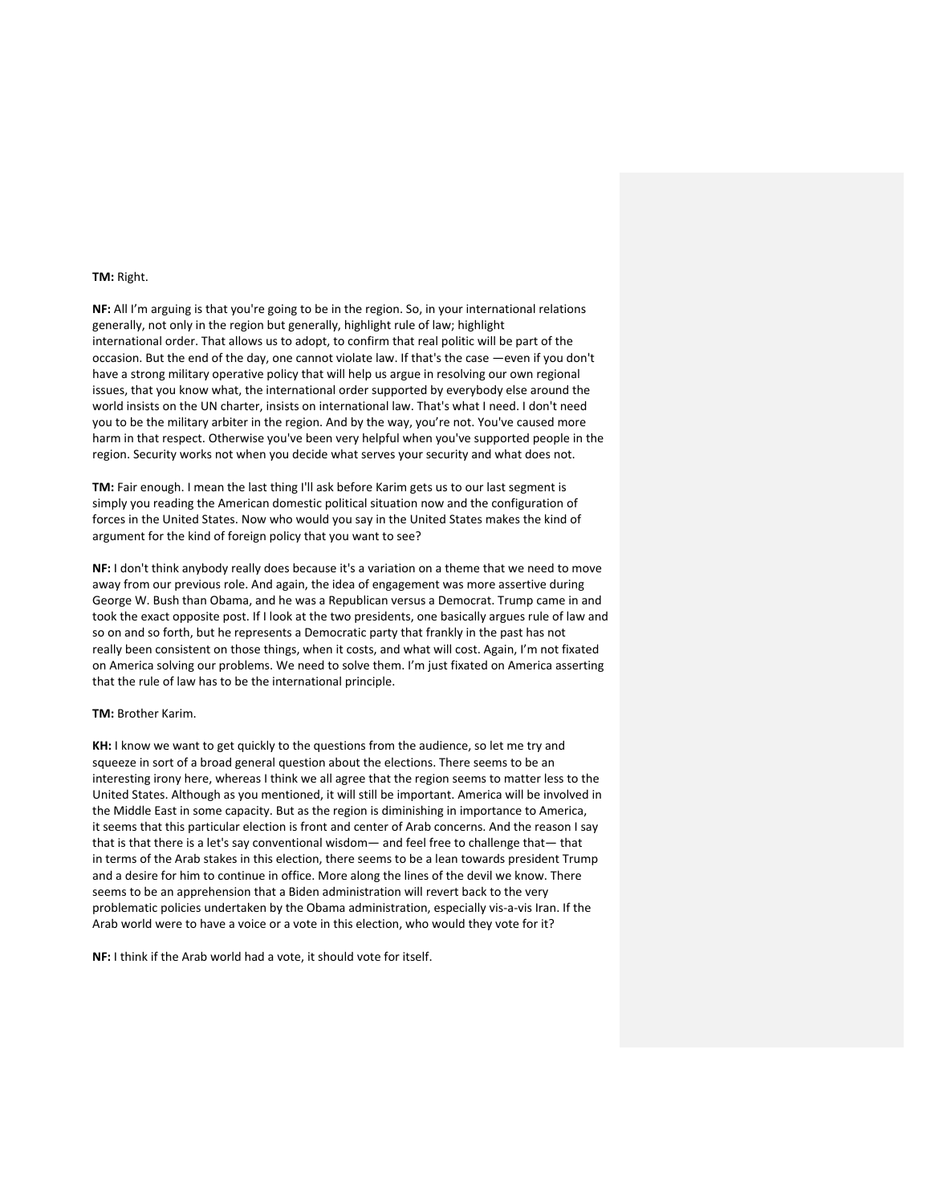**TM:** Right.

**NF:** All I'm arguing is that you're going to be in the region. So, in your international relations generally, not only in the region but generally, highlight rule of law; highlight international order. That allows us to adopt, to confirm that real politic will be part of the occasion. But the end of the day, one cannot violate law. If that's the case —even if you don't have a strong military operative policy that will help us argue in resolving our own regional issues, that you know what, the international order supported by everybody else around the world insists on the UN charter, insists on international law. That's what I need. I don't need you to be the military arbiter in the region. And by the way, you're not. You've caused more harm in that respect. Otherwise you've been very helpful when you've supported people in the region. Security works not when you decide what serves your security and what does not.

**TM:** Fair enough. I mean the last thing I'll ask before Karim gets us to our last segment is simply you reading the American domestic political situation now and the configuration of forces in the United States. Now who would you say in the United States makes the kind of argument for the kind of foreign policy that you want to see?

**NF:** I don't think anybody really does because it's a variation on a theme that we need to move away from our previous role. And again, the idea of engagement was more assertive during George W. Bush than Obama, and he was a Republican versus a Democrat. Trump came in and took the exact opposite post. If I look at the two presidents, one basically argues rule of law and so on and so forth, but he represents a Democratic party that frankly in the past has not really been consistent on those things, when it costs, and what will cost. Again, I'm not fixated on America solving our problems. We need to solve them. I'm just fixated on America asserting that the rule of law has to be the international principle.

**TM:** Brother Karim.

**KH:** I know we want to get quickly to the questions from the audience, so let me try and squeeze in sort of a broad general question about the elections. There seems to be an interesting irony here, whereas I think we all agree that the region seems to matter less to the United States. Although as you mentioned, it will still be important. America will be involved in the Middle East in some capacity. But as the region is diminishing in importance to America, it seems that this particular election is front and center of Arab concerns. And the reason I say that is that there is a let's say conventional wisdom— and feel free to challenge that— that in terms of the Arab stakes in this election, there seems to be a lean towards president Trump and a desire for him to continue in office. More along the lines of the devil we know. There seems to be an apprehension that a Biden administration will revert back to the very problematic policies undertaken by the Obama administration, especially vis-a-vis Iran. If the Arab world were to have a voice or a vote in this election, who would they vote for it?

**NF:** I think if the Arab world had a vote, it should vote for itself.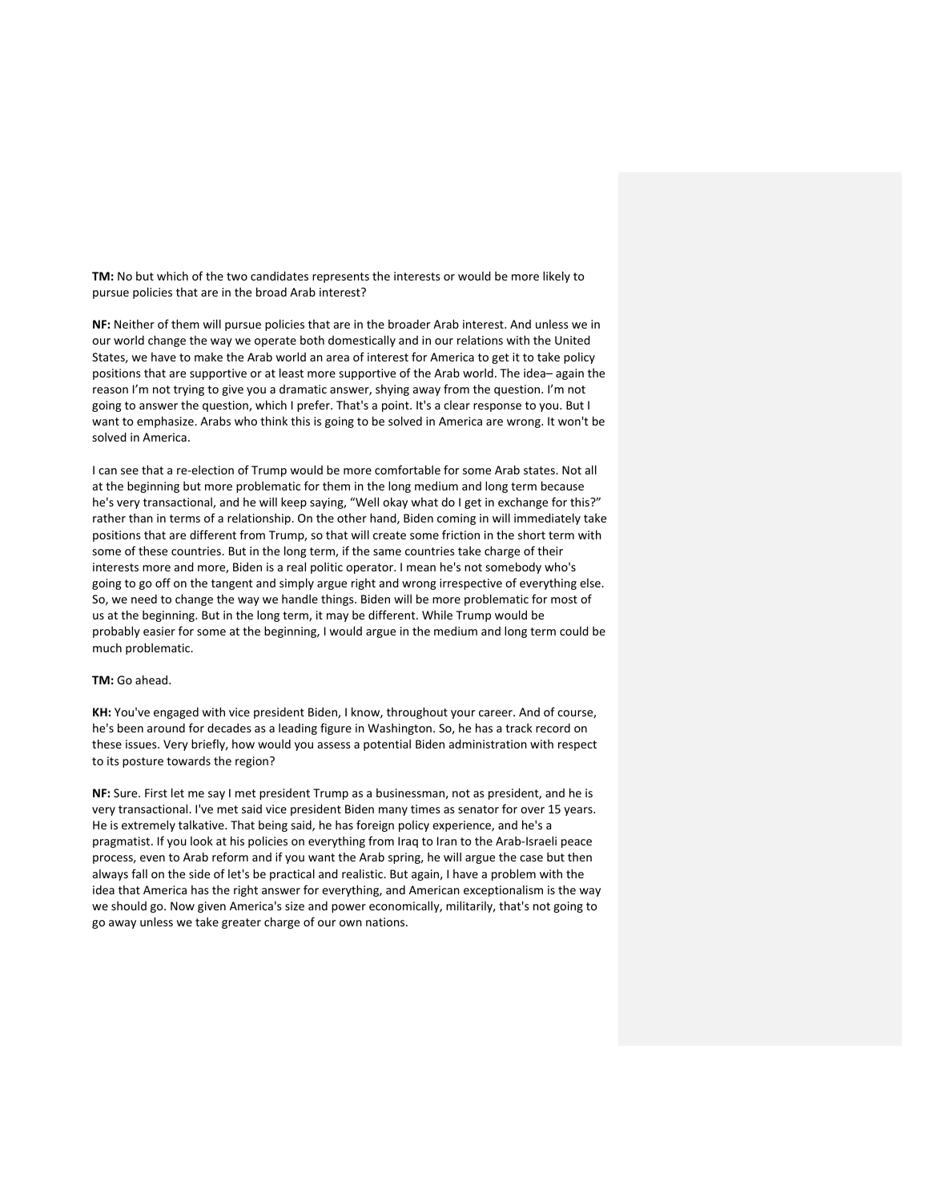**TM:** No but which of the two candidates represents the interests or would be more likely to pursue policies that are in the broad Arab interest?

**NF:** Neither of them will pursue policies that are in the broader Arab interest. And unless we in our world change the way we operate both domestically and in our relations with the United States, we have to make the Arab world an area of interest for America to get it to take policy positions that are supportive or at least more supportive of the Arab world. The idea– again the reason I'm not trying to give you a dramatic answer, shying away from the question. I'm not going to answer the question, which I prefer. That's a point. It's a clear response to you. But I want to emphasize. Arabs who think this is going to be solved in America are wrong. It won't be solved in America.

I can see that a re-election of Trump would be more comfortable for some Arab states. Not all at the beginning but more problematic for them in the long medium and long term because he's very transactional, and he will keep saying, "Well okay what do I get in exchange for this?" rather than in terms of a relationship. On the other hand, Biden coming in will immediately take positions that are different from Trump, so that will create some friction in the short term with some of these countries. But in the long term, if the same countries take charge of their interests more and more, Biden is a real politic operator. I mean he's not somebody who's going to go off on the tangent and simply argue right and wrong irrespective of everything else. So, we need to change the way we handle things. Biden will be more problematic for most of us at the beginning. But in the long term, it may be different. While Trump would be probably easier for some at the beginning, I would argue in the medium and long term could be much problematic.

**TM:** Go ahead.

**KH:** You've engaged with vice president Biden, I know, throughout your career. And of course, he's been around for decades as a leading figure in Washington. So, he has a track record on these issues. Very briefly, how would you assess a potential Biden administration with respect to its posture towards the region?

**NF:** Sure. First let me say I met president Trump as a businessman, not as president, and he is very transactional. I've met said vice president Biden many times as senator for over 15 years. He is extremely talkative. That being said, he has foreign policy experience, and he's a pragmatist. If you look at his policies on everything from Iraq to Iran to the Arab-Israeli peace process, even to Arab reform and if you want the Arab spring, he will argue the case but then always fall on the side of let's be practical and realistic. But again, I have a problem with the idea that America has the right answer for everything, and American exceptionalism is the way we should go. Now given America's size and power economically, militarily, that's not going to go away unless we take greater charge of our own nations.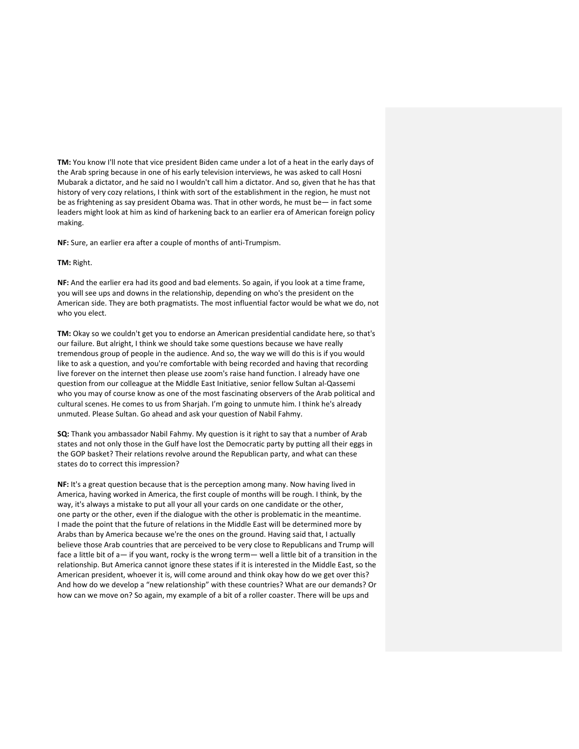**TM:** You know I'll note that vice president Biden came under a lot of a heat in the early days of the Arab spring because in one of his early television interviews, he was asked to call Hosni Mubarak a dictator, and he said no I wouldn't call him a dictator. And so, given that he has that history of very cozy relations, I think with sort of the establishment in the region, he must not be as frightening as say president Obama was. That in other words, he must be— in fact some leaders might look at him as kind of harkening back to an earlier era of American foreign policy making.

**NF:** Sure, an earlier era after a couple of months of anti-Trumpism.

**TM:** Right.

**NF:** And the earlier era had its good and bad elements. So again, if you look at a time frame, you will see ups and downs in the relationship, depending on who's the president on the American side. They are both pragmatists. The most influential factor would be what we do, not who you elect.

**TM:** Okay so we couldn't get you to endorse an American presidential candidate here, so that's our failure. But alright, I think we should take some questions because we have really tremendous group of people in the audience. And so, the way we will do this is if you would like to ask a question, and you're comfortable with being recorded and having that recording live forever on the internet then please use zoom's raise hand function. I already have one question from our colleague at the Middle East Initiative, senior fellow Sultan al-Qassemi who you may of course know as one of the most fascinating observers of the Arab political and cultural scenes. He comes to us from Sharjah. I'm going to unmute him. I think he's already unmuted. Please Sultan. Go ahead and ask your question of Nabil Fahmy.

**SQ:** Thank you ambassador Nabil Fahmy. My question is it right to say that a number of Arab states and not only those in the Gulf have lost the Democratic party by putting all their eggs in the GOP basket? Their relations revolve around the Republican party, and what can these states do to correct this impression?

**NF:** It's a great question because that is the perception among many. Now having lived in America, having worked in America, the first couple of months will be rough. I think, by the way, it's always a mistake to put all your all your cards on one candidate or the other, one party or the other, even if the dialogue with the other is problematic in the meantime. I made the point that the future of relations in the Middle East will be determined more by Arabs than by America because we're the ones on the ground. Having said that, I actually believe those Arab countries that are perceived to be very close to Republicans and Trump will face a little bit of a— if you want, rocky is the wrong term— well a little bit of a transition in the relationship. But America cannot ignore these states if it is interested in the Middle East, so the American president, whoever it is, will come around and think okay how do we get over this? And how do we develop a "new relationship" with these countries? What are our demands? Or how can we move on? So again, my example of a bit of a roller coaster. There will be ups and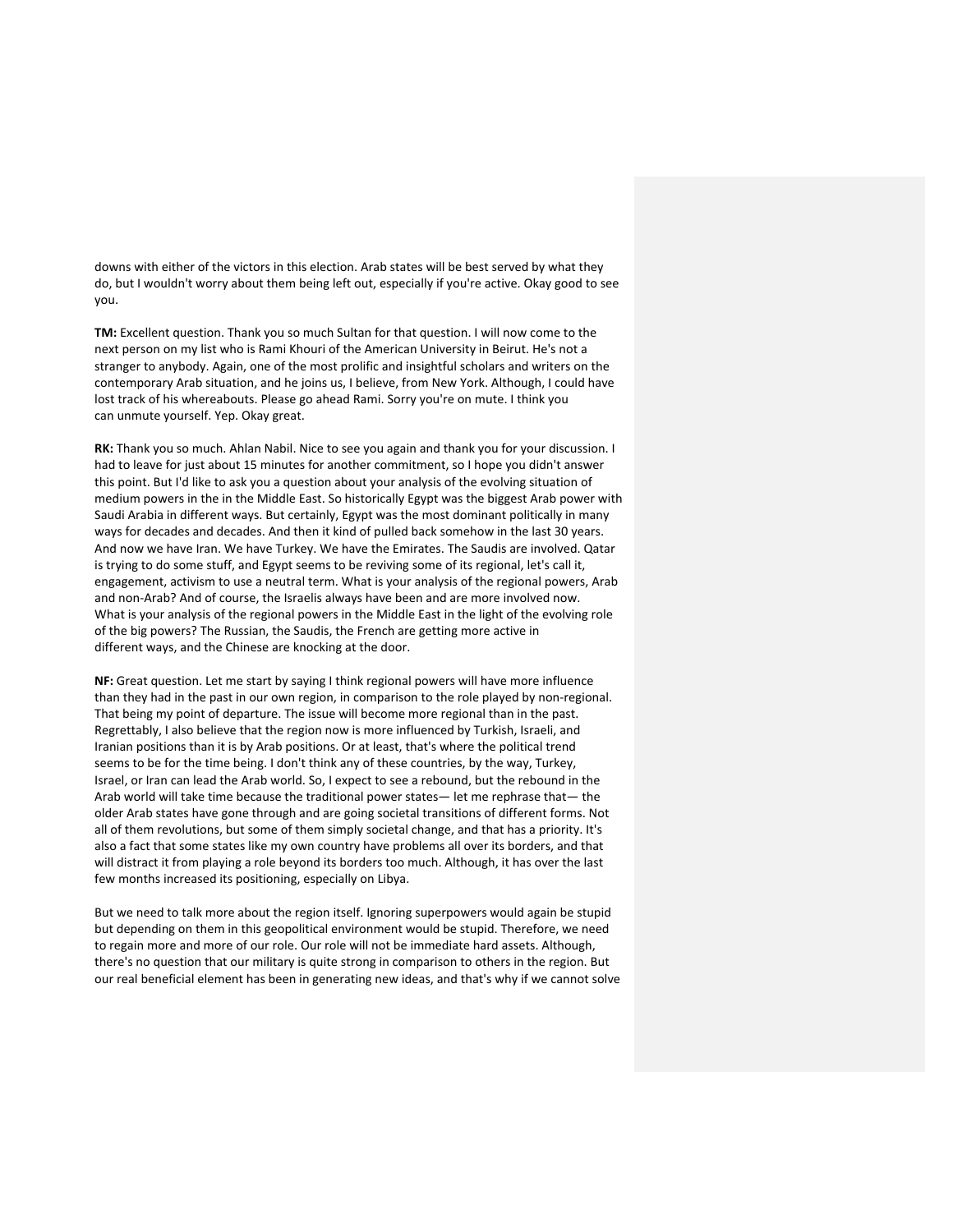downs with either of the victors in this election. Arab states will be best served by what they do, but I wouldn't worry about them being left out, especially if you're active. Okay good to see you.

**TM:** Excellent question. Thank you so much Sultan for that question. I will now come to the next person on my list who is Rami Khouri of the American University in Beirut. He's not a stranger to anybody. Again, one of the most prolific and insightful scholars and writers on the contemporary Arab situation, and he joins us, I believe, from New York. Although, I could have lost track of his whereabouts. Please go ahead Rami. Sorry you're on mute. I think you can unmute yourself. Yep. Okay great.

**RK:** Thank you so much. Ahlan Nabil. Nice to see you again and thank you for your discussion. I had to leave for just about 15 minutes for another commitment, so I hope you didn't answer this point. But I'd like to ask you a question about your analysis of the evolving situation of medium powers in the in the Middle East. So historically Egypt was the biggest Arab power with Saudi Arabia in different ways. But certainly, Egypt was the most dominant politically in many ways for decades and decades. And then it kind of pulled back somehow in the last 30 years. And now we have Iran. We have Turkey. We have the Emirates. The Saudis are involved. Qatar is trying to do some stuff, and Egypt seems to be reviving some of its regional, let's call it, engagement, activism to use a neutral term. What is your analysis of the regional powers, Arab and non-Arab? And of course, the Israelis always have been and are more involved now. What is your analysis of the regional powers in the Middle East in the light of the evolving role of the big powers? The Russian, the Saudis, the French are getting more active in different ways, and the Chinese are knocking at the door.

**NF:** Great question. Let me start by saying I think regional powers will have more influence than they had in the past in our own region, in comparison to the role played by non-regional. That being my point of departure. The issue will become more regional than in the past. Regrettably, I also believe that the region now is more influenced by Turkish, Israeli, and Iranian positions than it is by Arab positions. Or at least, that's where the political trend seems to be for the time being. I don't think any of these countries, by the way, Turkey, Israel, or Iran can lead the Arab world. So, I expect to see a rebound, but the rebound in the Arab world will take time because the traditional power states— let me rephrase that— the older Arab states have gone through and are going societal transitions of different forms. Not all of them revolutions, but some of them simply societal change, and that has a priority. It's also a fact that some states like my own country have problems all over its borders, and that will distract it from playing a role beyond its borders too much. Although, it has over the last few months increased its positioning, especially on Libya.

But we need to talk more about the region itself. Ignoring superpowers would again be stupid but depending on them in this geopolitical environment would be stupid. Therefore, we need to regain more and more of our role. Our role will not be immediate hard assets. Although, there's no question that our military is quite strong in comparison to others in the region. But our real beneficial element has been in generating new ideas, and that's why if we cannot solve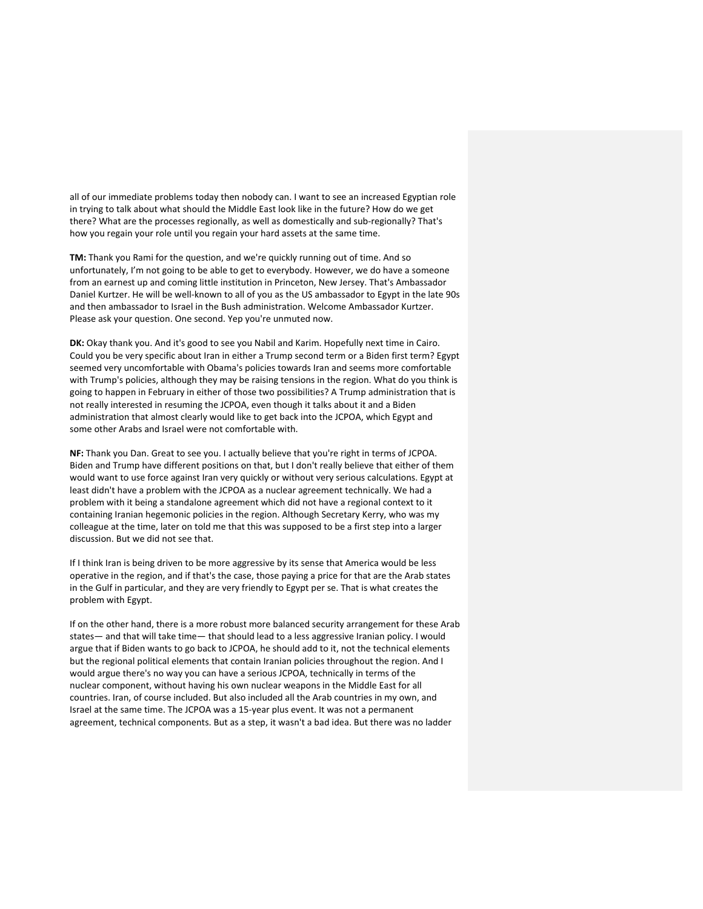all of our immediate problems today then nobody can. I want to see an increased Egyptian role in trying to talk about what should the Middle East look like in the future? How do we get there? What are the processes regionally, as well as domestically and sub-regionally? That's how you regain your role until you regain your hard assets at the same time.

**TM:** Thank you Rami for the question, and we're quickly running out of time. And so unfortunately, I'm not going to be able to get to everybody. However, we do have a someone from an earnest up and coming little institution in Princeton, New Jersey. That's Ambassador Daniel Kurtzer. He will be well-known to all of you as the US ambassador to Egypt in the late 90s and then ambassador to Israel in the Bush administration. Welcome Ambassador Kurtzer. Please ask your question. One second. Yep you're unmuted now.

**DK:** Okay thank you. And it's good to see you Nabil and Karim. Hopefully next time in Cairo. Could you be very specific about Iran in either a Trump second term or a Biden first term? Egypt seemed very uncomfortable with Obama's policies towards Iran and seems more comfortable with Trump's policies, although they may be raising tensions in the region. What do you think is going to happen in February in either of those two possibilities? A Trump administration that is not really interested in resuming the JCPOA, even though it talks about it and a Biden administration that almost clearly would like to get back into the JCPOA, which Egypt and some other Arabs and Israel were not comfortable with.

**NF:** Thank you Dan. Great to see you. I actually believe that you're right in terms of JCPOA. Biden and Trump have different positions on that, but I don't really believe that either of them would want to use force against Iran very quickly or without very serious calculations. Egypt at least didn't have a problem with the JCPOA as a nuclear agreement technically. We had a problem with it being a standalone agreement which did not have a regional context to it containing Iranian hegemonic policies in the region. Although Secretary Kerry, who was my colleague at the time, later on told me that this was supposed to be a first step into a larger discussion. But we did not see that.

If I think Iran is being driven to be more aggressive by its sense that America would be less operative in the region, and if that's the case, those paying a price for that are the Arab states in the Gulf in particular, and they are very friendly to Egypt per se. That is what creates the problem with Egypt.

If on the other hand, there is a more robust more balanced security arrangement for these Arab states— and that will take time— that should lead to a less aggressive Iranian policy. I would argue that if Biden wants to go back to JCPOA, he should add to it, not the technical elements but the regional political elements that contain Iranian policies throughout the region. And I would argue there's no way you can have a serious JCPOA, technically in terms of the nuclear component, without having his own nuclear weapons in the Middle East for all countries. Iran, of course included. But also included all the Arab countries in my own, and Israel at the same time. The JCPOA was a 15-year plus event. It was not a permanent agreement, technical components. But as a step, it wasn't a bad idea. But there was no ladder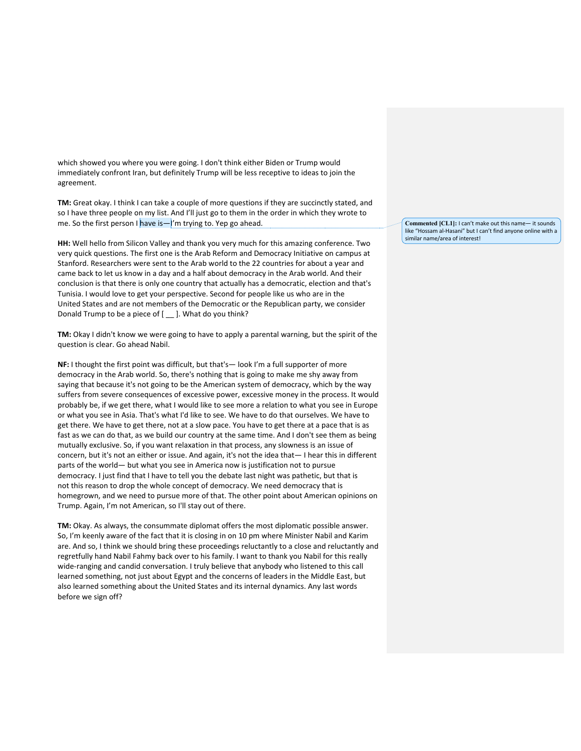which showed you where you were going. I don't think either Biden or Trump would immediately confront Iran, but definitely Trump will be less receptive to ideas to join the agreement.

**TM:** Great okay. I think I can take a couple of more questions if they are succinctly stated, and so I have three people on my list. And I'll just go to them in the order in which they wrote to me. So the first person I have is—I'm trying to. Yep go ahead.

**Commented [CL1]:** I can't make out this name— it sounds like "Hossam al-Hasani" but I can't find anyone online with a similar name/area of interest!

**HH:** Well hello from Silicon Valley and thank you very much for this amazing conference. Two very quick questions. The first one is the Arab Reform and Democracy Initiative on campus at Stanford. Researchers were sent to the Arab world to the 22 countries for about a year and came back to let us know in a day and a half about democracy in the Arab world. And their conclusion is that there is only one country that actually has a democratic, election and that's Tunisia. I would love to get your perspective. Second for people like us who are in the United States and are not members of the Democratic or the Republican party, we consider Donald Trump to be a piece of [ __ ]. What do you think?

**TM:** Okay I didn't know we were going to have to apply a parental warning, but the spirit of the question is clear. Go ahead Nabil.

**NF:** I thought the first point was difficult, but that's— look I'm a full supporter of more democracy in the Arab world. So, there's nothing that is going to make me shy away from saying that because it's not going to be the American system of democracy, which by the way suffers from severe consequences of excessive power, excessive money in the process. It would probably be, if we get there, what I would like to see more a relation to what you see in Europe or what you see in Asia. That's what I'd like to see. We have to do that ourselves. We have to get there. We have to get there, not at a slow pace. You have to get there at a pace that is as fast as we can do that, as we build our country at the same time. And I don't see them as being mutually exclusive. So, if you want relaxation in that process, any slowness is an issue of concern, but it's not an either or issue. And again, it's not the idea that— I hear this in different parts of the world— but what you see in America now is justification not to pursue democracy. I just find that I have to tell you the debate last night was pathetic, but that is not this reason to drop the whole concept of democracy. We need democracy that is homegrown, and we need to pursue more of that. The other point about American opinions on Trump. Again, I'm not American, so I'll stay out of there.

**TM:** Okay. As always, the consummate diplomat offers the most diplomatic possible answer. So, I'm keenly aware of the fact that it is closing in on 10 pm where Minister Nabil and Karim are. And so, I think we should bring these proceedings reluctantly to a close and reluctantly and regretfully hand Nabil Fahmy back over to his family. I want to thank you Nabil for this really wide-ranging and candid conversation. I truly believe that anybody who listened to this call learned something, not just about Egypt and the concerns of leaders in the Middle East, but also learned something about the United States and its internal dynamics. Any last words before we sign off?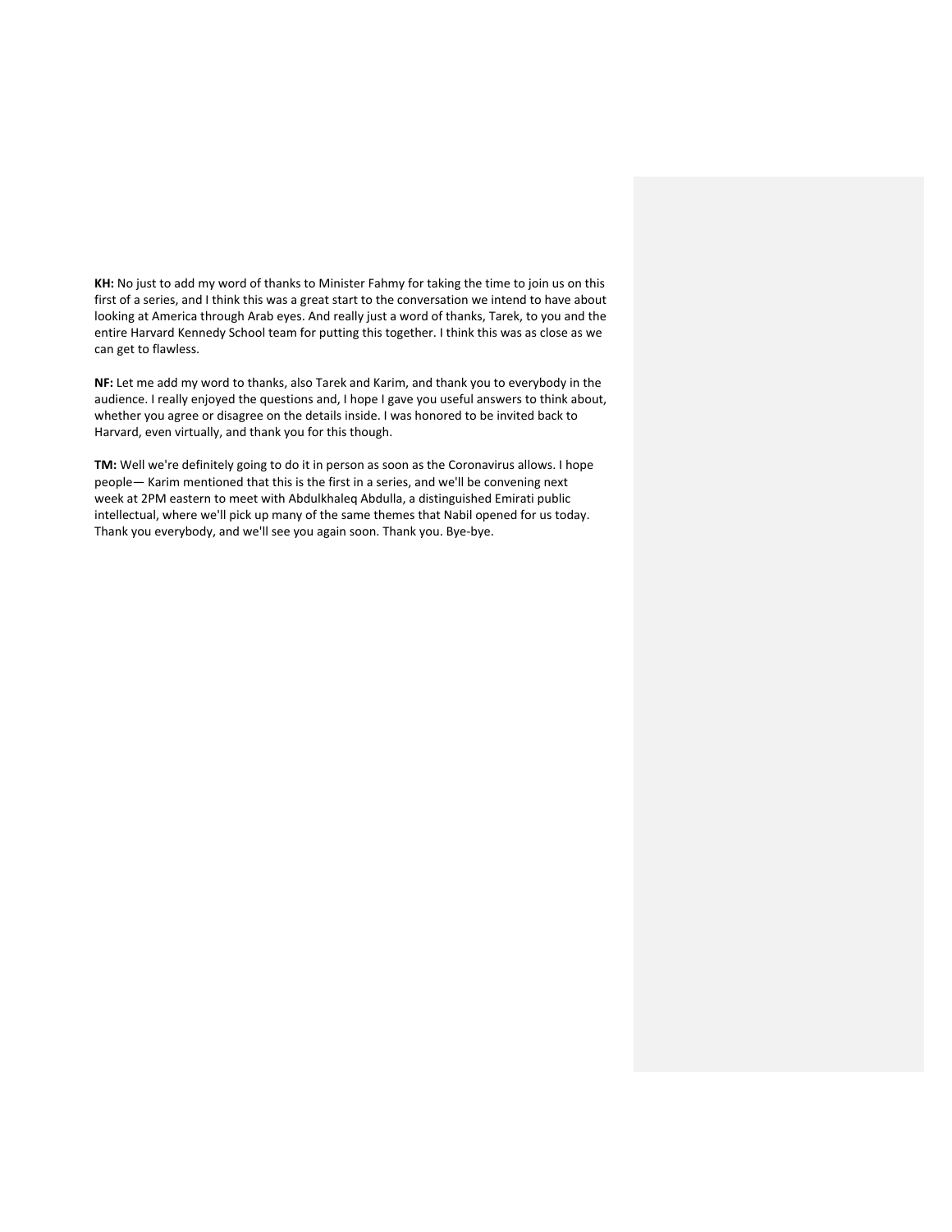**KH:** No just to add my word of thanks to Minister Fahmy for taking the time to join us on this first of a series, and I think this was a great start to the conversation we intend to have about looking at America through Arab eyes. And really just a word of thanks, Tarek, to you and the entire Harvard Kennedy School team for putting this together. I think this was as close as we can get to flawless.

**NF:** Let me add my word to thanks, also Tarek and Karim, and thank you to everybody in the audience. I really enjoyed the questions and, I hope I gave you useful answers to think about, whether you agree or disagree on the details inside. I was honored to be invited back to Harvard, even virtually, and thank you for this though.

**TM:** Well we're definitely going to do it in person as soon as the Coronavirus allows. I hope people— Karim mentioned that this is the first in a series, and we'll be convening next week at 2PM eastern to meet with Abdulkhaleq Abdulla, a distinguished Emirati public intellectual, where we'll pick up many of the same themes that Nabil opened for us today. Thank you everybody, and we'll see you again soon. Thank you. Bye-bye.